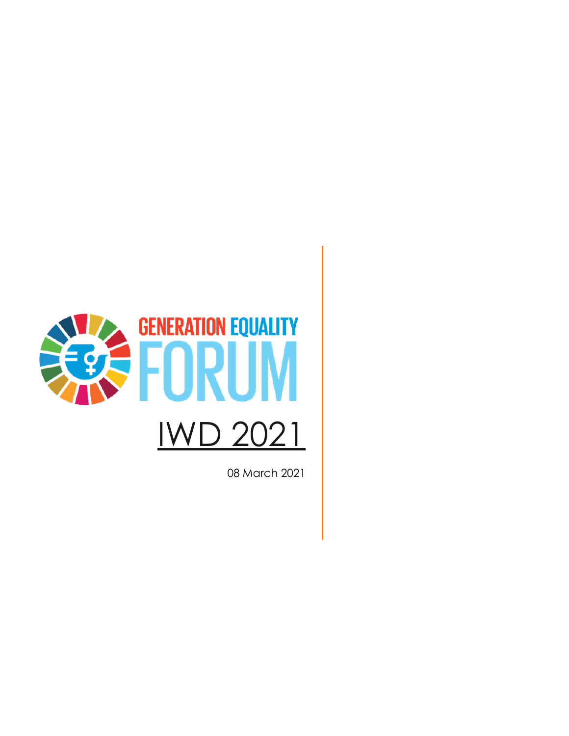GENERATION EQUALITY FORUM

# IWD 2021

08 March 2021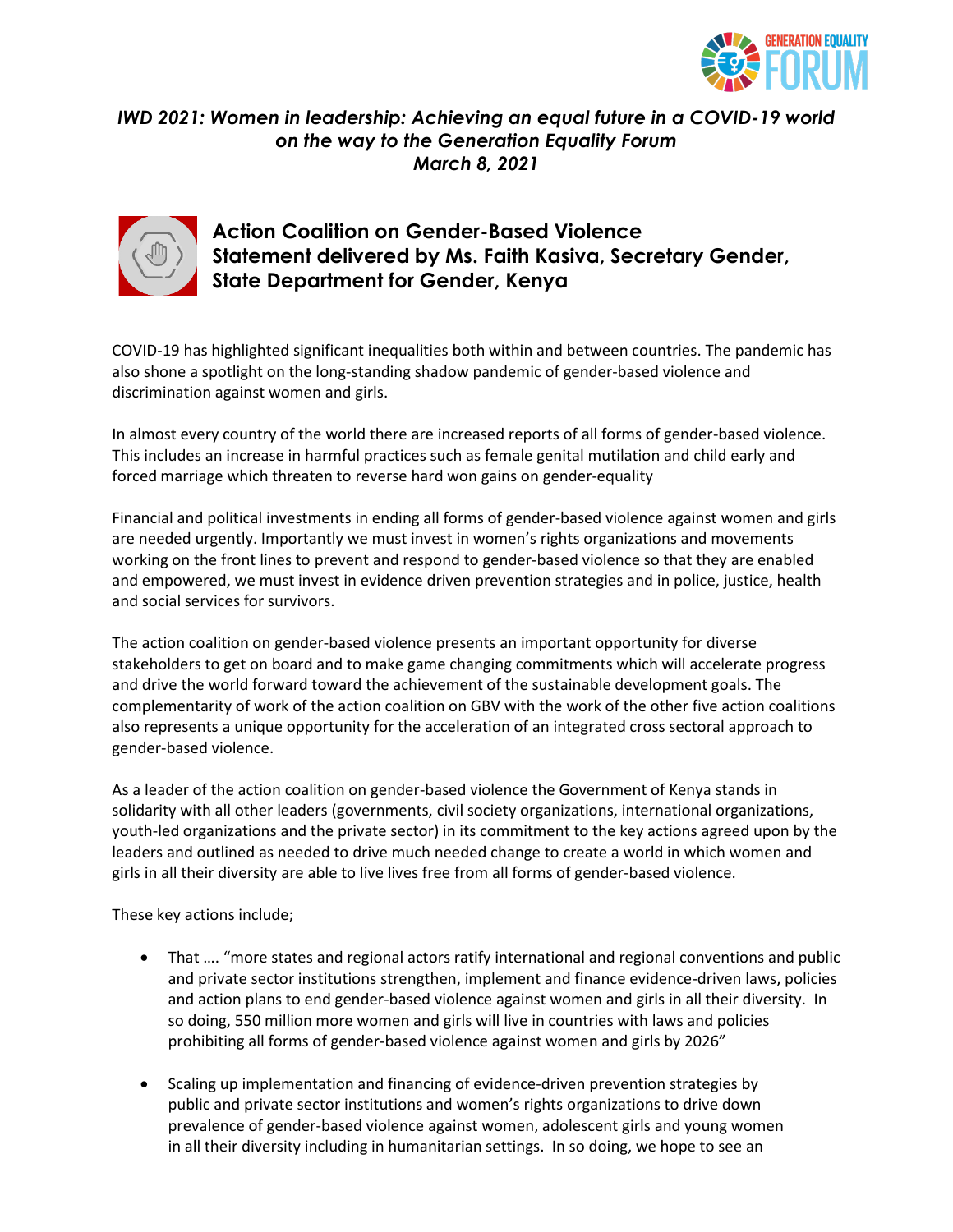*IWD 2021: Women in leadership: Achieving an equal future in a COVID-19 world on the way to the Generation Equality Forum March 8, 2021*

## Action Coalition on Gender-Based Violence Statement delivered by Ms. Faith Kasiva, Secretary Gender, State Department for Gender, Kenya

COVID-19 has highlighted significant inequalities both within and between countries. The pandemic has also shone a spotlight on the long-standing shadow pandemic of gender-based violence and discrimination against women and girls.

In almost every country of the world there are increased reports of all forms of gender-based violence. This includes an increase in harmful practices such as female genital mutilation and child early and forced marriage which threaten to reverse hard won gains on gender-equality

Financial and political investments in ending all forms of gender-based violence against women and girls are needed urgently. Importantly we must invest in women's rights organizations and movements working on the front lines to prevent and respond to gender-based violence so that they are enabled and empowered, we must invest in evidence driven prevention strategies and in police, justice, health and social services for survivors.

The action coalition on gender-based violence presents an important opportunity for diverse stakeholders to get on board and to make game changing commitments which will accelerate progress and drive the world forward toward the achievement of the sustainable development goals. The complementarity of work of the action coalition on GBV with the work of the other five action coalitions also represents a unique opportunity for the acceleration of an integrated cross sectoral approach to gender-based violence.

As a leader of the action coalition on gender-based violence the Government of Kenya stands in solidarity with all other leaders (governments, civil society organizations, international organizations, youth-led organizations and the private sector) in its commitment to the key actions agreed upon by the leaders and outlined as needed to drive much needed change to create a world in which women and girls in all their diversity are able to live lives free from all forms of gender-based violence.

These key actions include;

- That …. "more states and regional actors ratify international and regional conventions and public and private sector institutions strengthen, implement and finance evidence-driven laws, policies and action plans to end gender-based violence against women and girls in all their diversity. In so doing, 550 million more women and girls will live in countries with laws and policies prohibiting all forms of gender-based violence against women and girls by 2026"
- Scaling up implementation and financing of evidence-driven prevention strategies by public and private sector institutions and women's rights organizations to drive down prevalence of gender-based violence against women, adolescent girls and young women in all their diversity including in humanitarian settings. In so doing, we hope to see an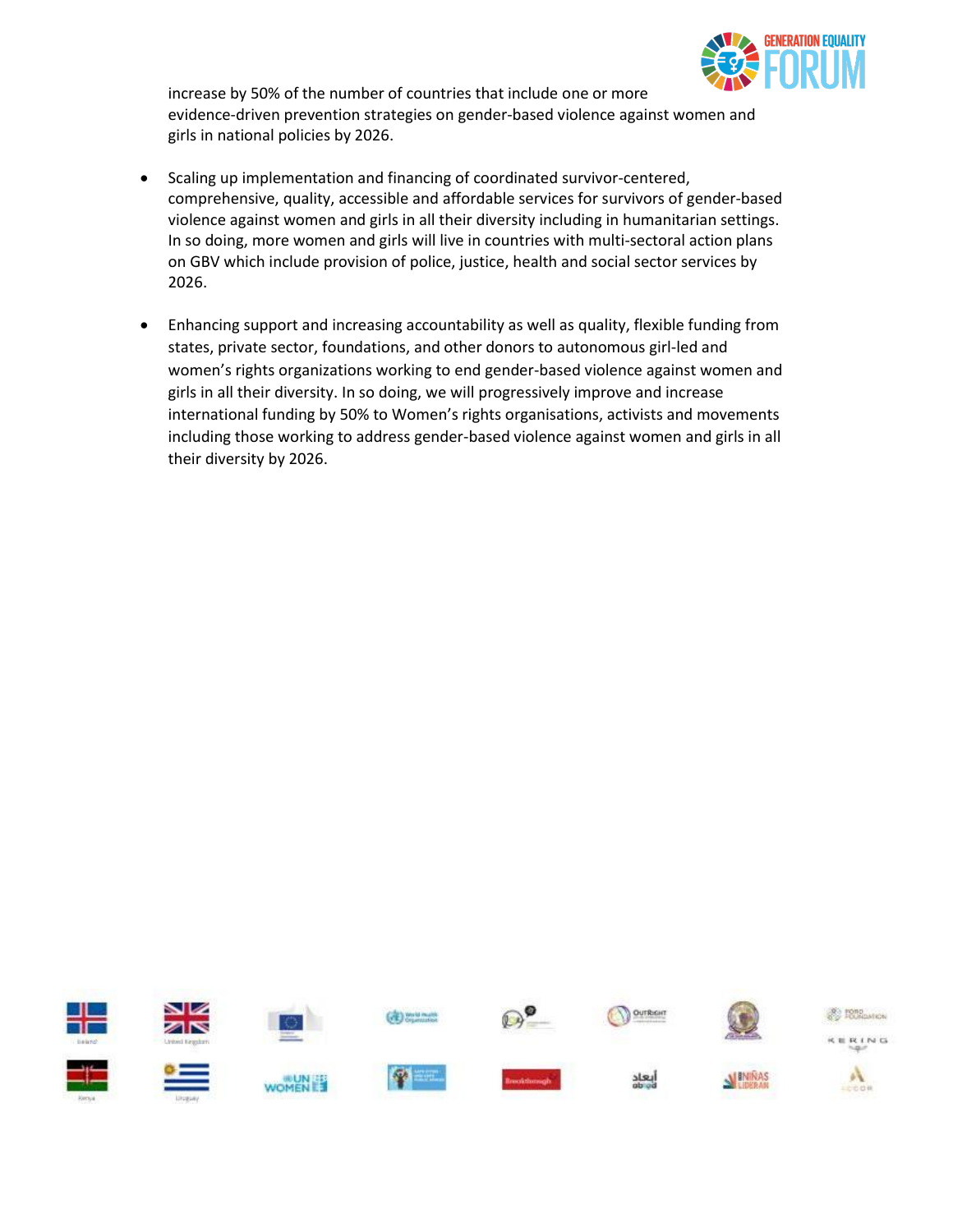increase by 50% of the number of countries that include one or more evidence-driven prevention strategies on gender-based violence against women and girls in national policies by 2026.

- Scaling up implementation and financing of coordinated survivor-centered, comprehensive, quality, accessible and affordable services for survivors of gender-based violence against women and girls in all their diversity including in humanitarian settings. In so doing, more women and girls will live in countries with multi-sectoral action plans on GBV which include provision of police, justice, health and social sector services by 2026.

- Enhancing support and increasing accountability as well as quality, flexible funding from states, private sector, foundations, and other donors to autonomous girl-led and women's rights organizations working to end gender-based violence against women and girls in all their diversity. In so doing, we will progressively improve and increase international funding by 50% to Women's rights organisations, activists and movements including those working to address gender-based violence against women and girls in all their diversity by 2026.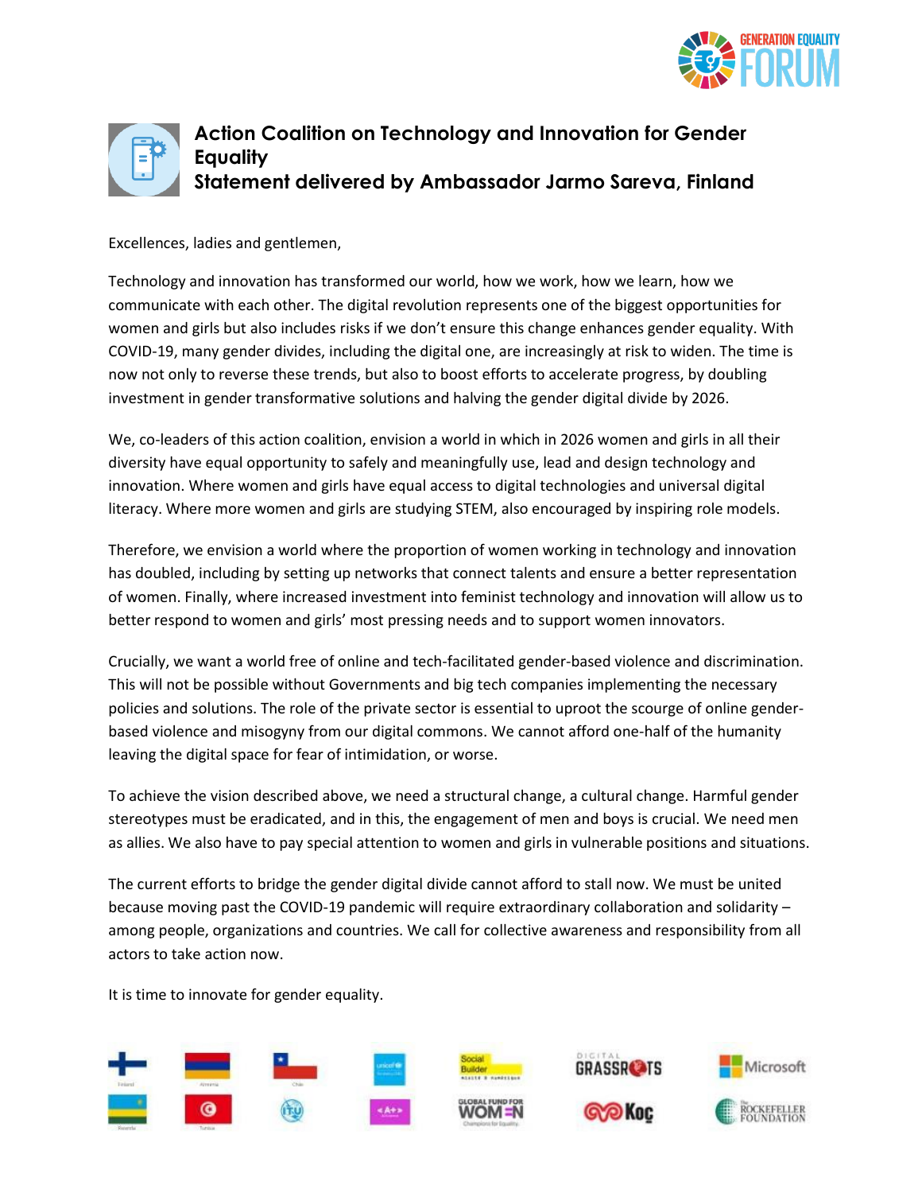# Action Coalition on Technology and Innovation for Gender Equality

## Statement delivered by Ambassador Jarmo Sareva, Finland

Excellences, ladies and gentlemen,

Technology and innovation has transformed our world, how we work, how we learn, how we communicate with each other. The digital revolution represents one of the biggest opportunities for women and girls but also includes risks if we don't ensure this change enhances gender equality. With COVID-19, many gender divides, including the digital one, are increasingly at risk to widen. The time is now not only to reverse these trends, but also to boost efforts to accelerate progress, by doubling investment in gender transformative solutions and halving the gender digital divide by 2026.

We, co-leaders of this action coalition, envision a world in which in 2026 women and girls in all their diversity have equal opportunity to safely and meaningfully use, lead and design technology and innovation. Where women and girls have equal access to digital technologies and universal digital literacy. Where more women and girls are studying STEM, also encouraged by inspiring role models.

Therefore, we envision a world where the proportion of women working in technology and innovation has doubled, including by setting up networks that connect talents and ensure a better representation of women. Finally, where increased investment into feminist technology and innovation will allow us to better respond to women and girls' most pressing needs and to support women innovators.

Crucially, we want a world free of online and tech-facilitated gender-based violence and discrimination. This will not be possible without Governments and big tech companies implementing the necessary policies and solutions. The role of the private sector is essential to uproot the scourge of online gender-based violence and misogyny from our digital commons. We cannot afford one-half of the humanity leaving the digital space for fear of intimidation, or worse.

To achieve the vision described above, we need a structural change, a cultural change. Harmful gender stereotypes must be eradicated, and in this, the engagement of men and boys is crucial. We need men as allies. We also have to pay special attention to women and girls in vulnerable positions and situations.

The current efforts to bridge the gender digital divide cannot afford to stall now. We must be united because moving past the COVID-19 pandemic will require extraordinary collaboration and solidarity – among people, organizations and countries. We call for collective awareness and responsibility from all actors to take action now.

It is time to innovate for gender equality.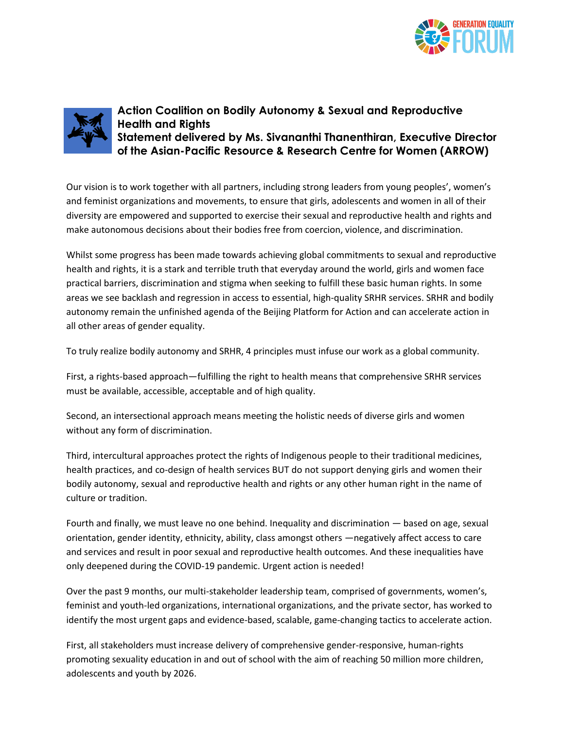## Action Coalition on Bodily Autonomy & Sexual and Reproductive Health and Rights

### Statement delivered by Ms. Sivananthi Thanenthiran, Executive Director of the Asian-Pacific Resource & Research Centre for Women (ARROW)

Our vision is to work together with all partners, including strong leaders from young peoples', women's and feminist organizations and movements, to ensure that girls, adolescents and women in all of their diversity are empowered and supported to exercise their sexual and reproductive health and rights and make autonomous decisions about their bodies free from coercion, violence, and discrimination.

Whilst some progress has been made towards achieving global commitments to sexual and reproductive health and rights, it is a stark and terrible truth that everyday around the world, girls and women face practical barriers, discrimination and stigma when seeking to fulfill these basic human rights. In some areas we see backlash and regression in access to essential, high-quality SRHR services. SRHR and bodily autonomy remain the unfinished agenda of the Beijing Platform for Action and can accelerate action in all other areas of gender equality.

To truly realize bodily autonomy and SRHR, 4 principles must infuse our work as a global community.

First, a rights-based approach—fulfilling the right to health means that comprehensive SRHR services must be available, accessible, acceptable and of high quality.

Second, an intersectional approach means meeting the holistic needs of diverse girls and women without any form of discrimination.

Third, intercultural approaches protect the rights of Indigenous people to their traditional medicines, health practices, and co-design of health services BUT do not support denying girls and women their bodily autonomy, sexual and reproductive health and rights or any other human right in the name of culture or tradition.

Fourth and finally, we must leave no one behind. Inequality and discrimination — based on age, sexual orientation, gender identity, ethnicity, ability, class amongst others —negatively affect access to care and services and result in poor sexual and reproductive health outcomes. And these inequalities have only deepened during the COVID-19 pandemic. Urgent action is needed!

Over the past 9 months, our multi-stakeholder leadership team, comprised of governments, women's, feminist and youth-led organizations, international organizations, and the private sector, has worked to identify the most urgent gaps and evidence-based, scalable, game-changing tactics to accelerate action.

First, all stakeholders must increase delivery of comprehensive gender-responsive, human-rights promoting sexuality education in and out of school with the aim of reaching 50 million more children, adolescents and youth by 2026.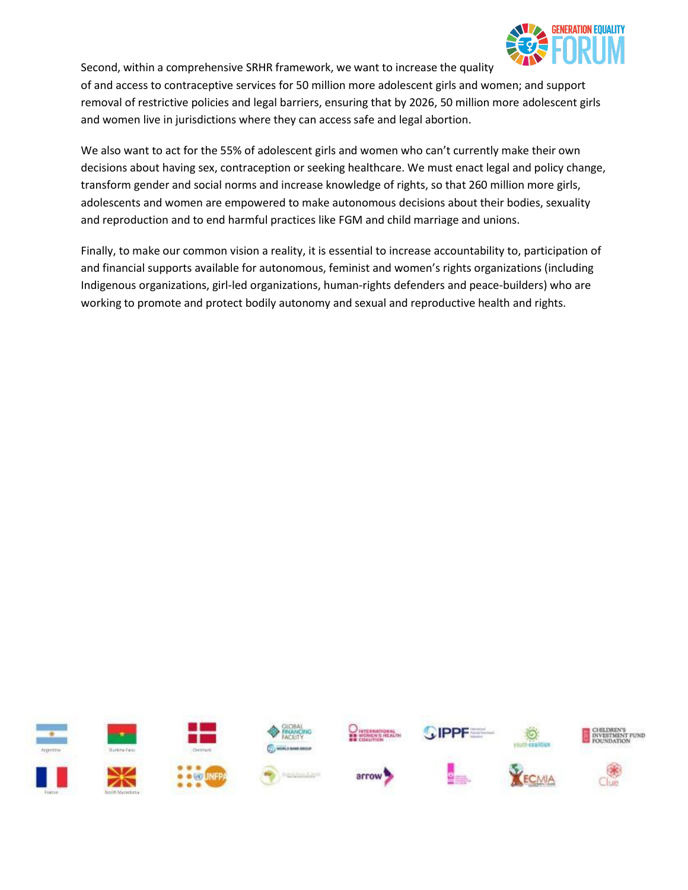Second, within a comprehensive SRHR framework, we want to increase the quality of and access to contraceptive services for 50 million more adolescent girls and women; and support removal of restrictive policies and legal barriers, ensuring that by 2026, 50 million more adolescent girls and women live in jurisdictions where they can access safe and legal abortion.

We also want to act for the 55% of adolescent girls and women who can't currently make their own decisions about having sex, contraception or seeking healthcare. We must enact legal and policy change, transform gender and social norms and increase knowledge of rights, so that 260 million more girls, adolescents and women are empowered to make autonomous decisions about their bodies, sexuality and reproduction and to end harmful practices like FGM and child marriage and unions.

Finally, to make our common vision a reality, it is essential to increase accountability to, participation of and financial supports available for autonomous, feminist and women's rights organizations (including Indigenous organizations, girl-led organizations, human-rights defenders and peace-builders) who are working to promote and protect bodily autonomy and sexual and reproductive health and rights.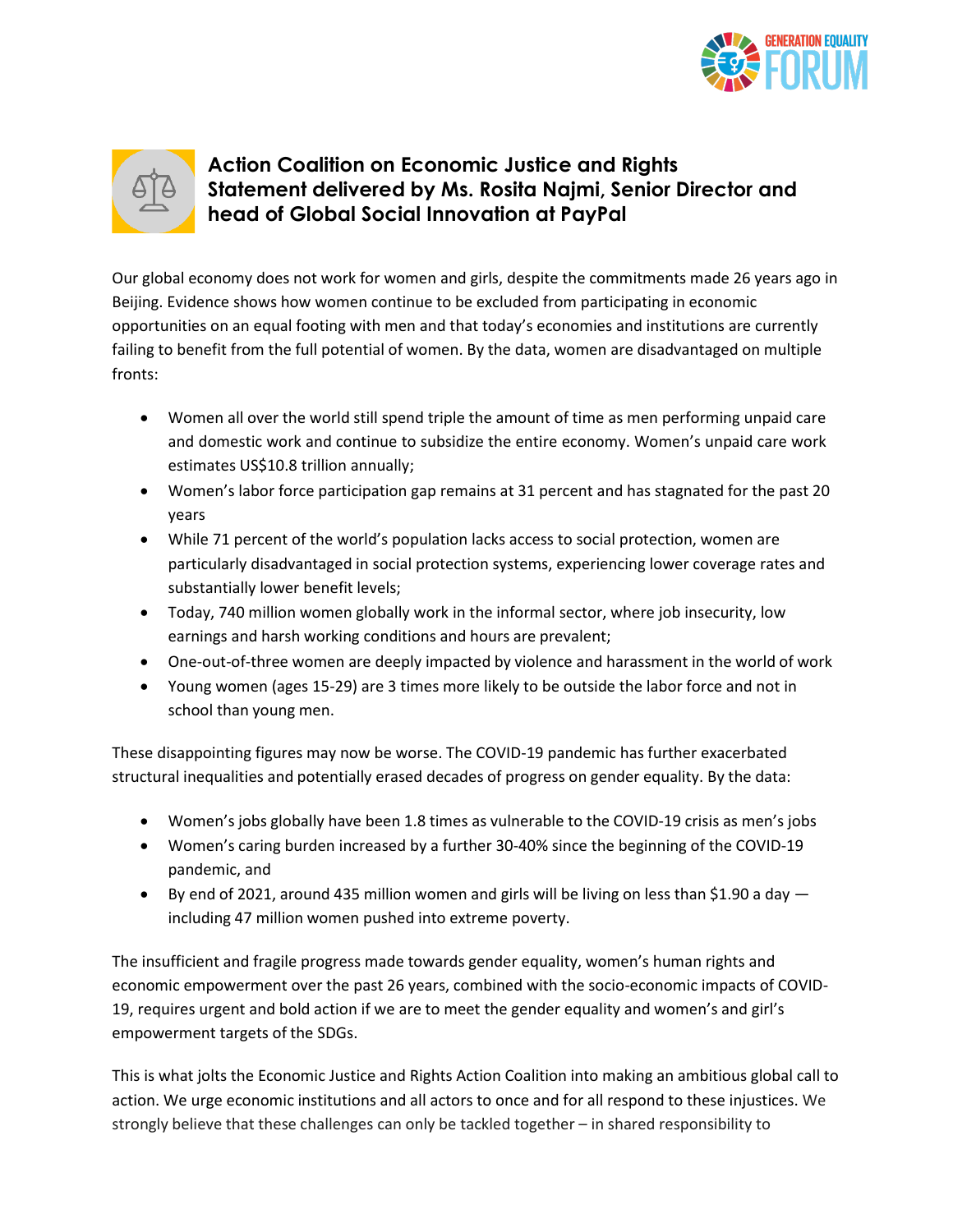## Action Coalition on Economic Justice and Rights
## Statement delivered by Ms. Rosita Najmi, Senior Director and head of Global Social Innovation at PayPal

Our global economy does not work for women and girls, despite the commitments made 26 years ago in Beijing. Evidence shows how women continue to be excluded from participating in economic opportunities on an equal footing with men and that today's economies and institutions are currently failing to benefit from the full potential of women. By the data, women are disadvantaged on multiple fronts:

- Women all over the world still spend triple the amount of time as men performing unpaid care and domestic work and continue to subsidize the entire economy. Women's unpaid care work estimates US$10.8 trillion annually;
- Women's labor force participation gap remains at 31 percent and has stagnated for the past 20 years
- While 71 percent of the world's population lacks access to social protection, women are particularly disadvantaged in social protection systems, experiencing lower coverage rates and substantially lower benefit levels;
- Today, 740 million women globally work in the informal sector, where job insecurity, low earnings and harsh working conditions and hours are prevalent;
- One-out-of-three women are deeply impacted by violence and harassment in the world of work
- Young women (ages 15-29) are 3 times more likely to be outside the labor force and not in school than young men.

These disappointing figures may now be worse. The COVID-19 pandemic has further exacerbated structural inequalities and potentially erased decades of progress on gender equality. By the data:

- Women's jobs globally have been 1.8 times as vulnerable to the COVID-19 crisis as men's jobs
- Women's caring burden increased by a further 30-40% since the beginning of the COVID-19 pandemic, and
- By end of 2021, around 435 million women and girls will be living on less than $1.90 a day — including 47 million women pushed into extreme poverty.

The insufficient and fragile progress made towards gender equality, women's human rights and economic empowerment over the past 26 years, combined with the socio-economic impacts of COVID-19, requires urgent and bold action if we are to meet the gender equality and women's and girl's empowerment targets of the SDGs.

This is what jolts the Economic Justice and Rights Action Coalition into making an ambitious global call to action. We urge economic institutions and all actors to once and for all respond to these injustices. We strongly believe that these challenges can only be tackled together – in shared responsibility to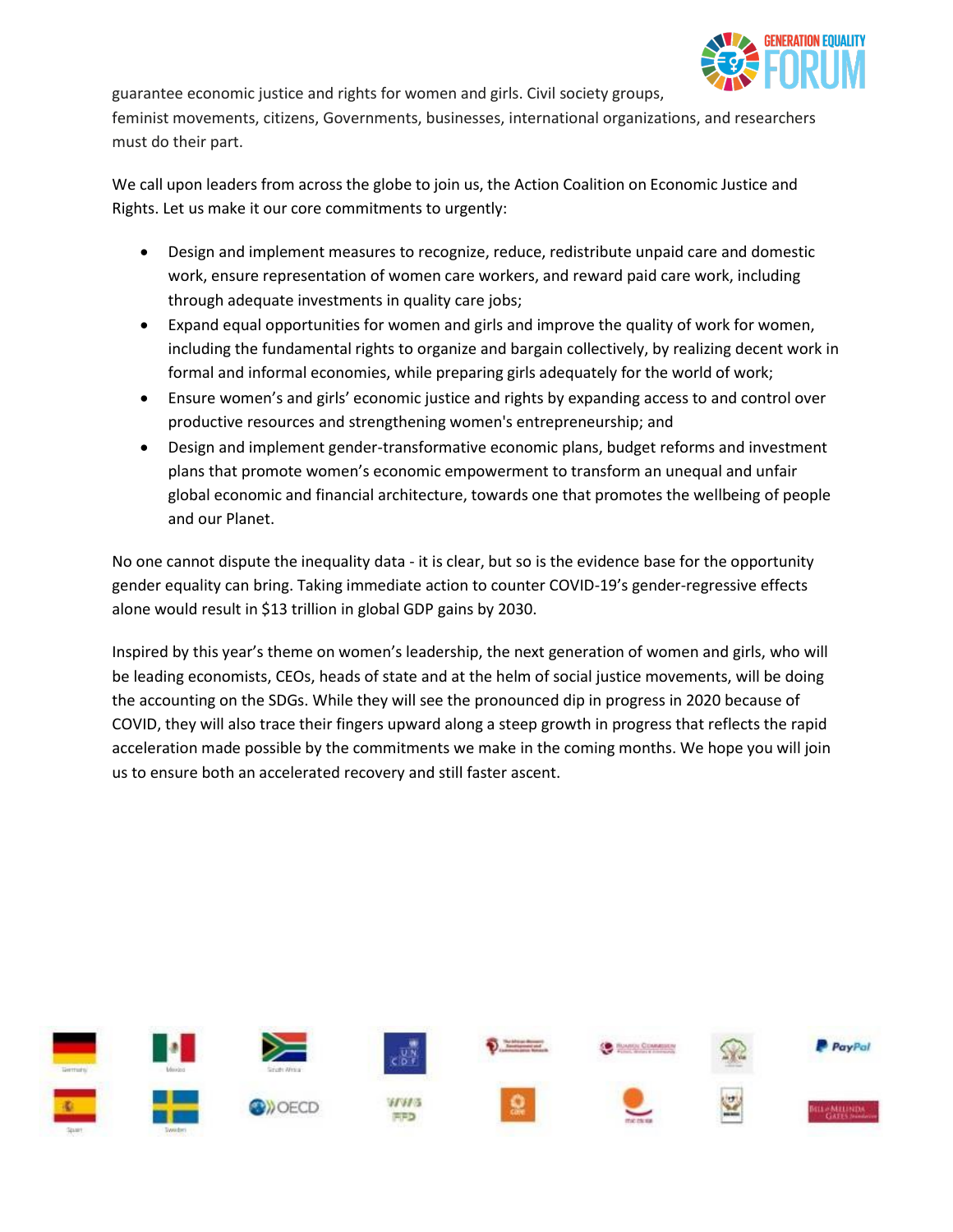guarantee economic justice and rights for women and girls. Civil society groups, feminist movements, citizens, Governments, businesses, international organizations, and researchers must do their part.

We call upon leaders from across the globe to join us, the Action Coalition on Economic Justice and Rights. Let us make it our core commitments to urgently:

- Design and implement measures to recognize, reduce, redistribute unpaid care and domestic work, ensure representation of women care workers, and reward paid care work, including through adequate investments in quality care jobs;
- Expand equal opportunities for women and girls and improve the quality of work for women, including the fundamental rights to organize and bargain collectively, by realizing decent work in formal and informal economies, while preparing girls adequately for the world of work;
- Ensure women's and girls' economic justice and rights by expanding access to and control over productive resources and strengthening women's entrepreneurship; and
- Design and implement gender-transformative economic plans, budget reforms and investment plans that promote women's economic empowerment to transform an unequal and unfair global economic and financial architecture, towards one that promotes the wellbeing of people and our Planet.

No one cannot dispute the inequality data - it is clear, but so is the evidence base for the opportunity gender equality can bring. Taking immediate action to counter COVID-19's gender-regressive effects alone would result in $13 trillion in global GDP gains by 2030.

Inspired by this year's theme on women's leadership, the next generation of women and girls, who will be leading economists, CEOs, heads of state and at the helm of social justice movements, will be doing the accounting on the SDGs. While they will see the pronounced dip in progress in 2020 because of COVID, they will also trace their fingers upward along a steep growth in progress that reflects the rapid acceleration made possible by the commitments we make in the coming months. We hope you will join us to ensure both an accelerated recovery and still faster ascent.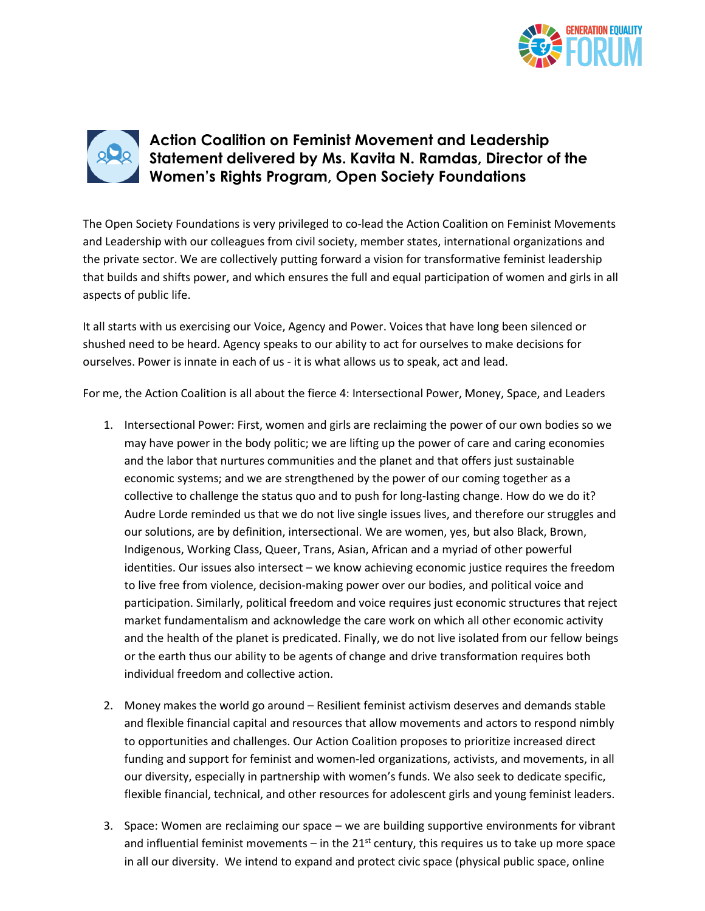## Action Coalition on Feminist Movement and Leadership Statement delivered by Ms. Kavita N. Ramdas, Director of the Women's Rights Program, Open Society Foundations

The Open Society Foundations is very privileged to co-lead the Action Coalition on Feminist Movements and Leadership with our colleagues from civil society, member states, international organizations and the private sector. We are collectively putting forward a vision for transformative feminist leadership that builds and shifts power, and which ensures the full and equal participation of women and girls in all aspects of public life.

It all starts with us exercising our Voice, Agency and Power. Voices that have long been silenced or shushed need to be heard. Agency speaks to our ability to act for ourselves to make decisions for ourselves. Power is innate in each of us - it is what allows us to speak, act and lead.

For me, the Action Coalition is all about the fierce 4: Intersectional Power, Money, Space, and Leaders

1. Intersectional Power: First, women and girls are reclaiming the power of our own bodies so we may have power in the body politic; we are lifting up the power of care and caring economies and the labor that nurtures communities and the planet and that offers just sustainable economic systems; and we are strengthened by the power of our coming together as a collective to challenge the status quo and to push for long-lasting change. How do we do it? Audre Lorde reminded us that we do not live single issues lives, and therefore our struggles and our solutions, are by definition, intersectional. We are women, yes, but also Black, Brown, Indigenous, Working Class, Queer, Trans, Asian, African and a myriad of other powerful identities. Our issues also intersect – we know achieving economic justice requires the freedom to live free from violence, decision-making power over our bodies, and political voice and participation. Similarly, political freedom and voice requires just economic structures that reject market fundamentalism and acknowledge the care work on which all other economic activity and the health of the planet is predicated. Finally, we do not live isolated from our fellow beings or the earth thus our ability to be agents of change and drive transformation requires both individual freedom and collective action.

2. Money makes the world go around – Resilient feminist activism deserves and demands stable and flexible financial capital and resources that allow movements and actors to respond nimbly to opportunities and challenges. Our Action Coalition proposes to prioritize increased direct funding and support for feminist and women-led organizations, activists, and movements, in all our diversity, especially in partnership with women's funds. We also seek to dedicate specific, flexible financial, technical, and other resources for adolescent girls and young feminist leaders.

3. Space: Women are reclaiming our space – we are building supportive environments for vibrant and influential feminist movements – in the 21st century, this requires us to take up more space in all our diversity. We intend to expand and protect civic space (physical public space, online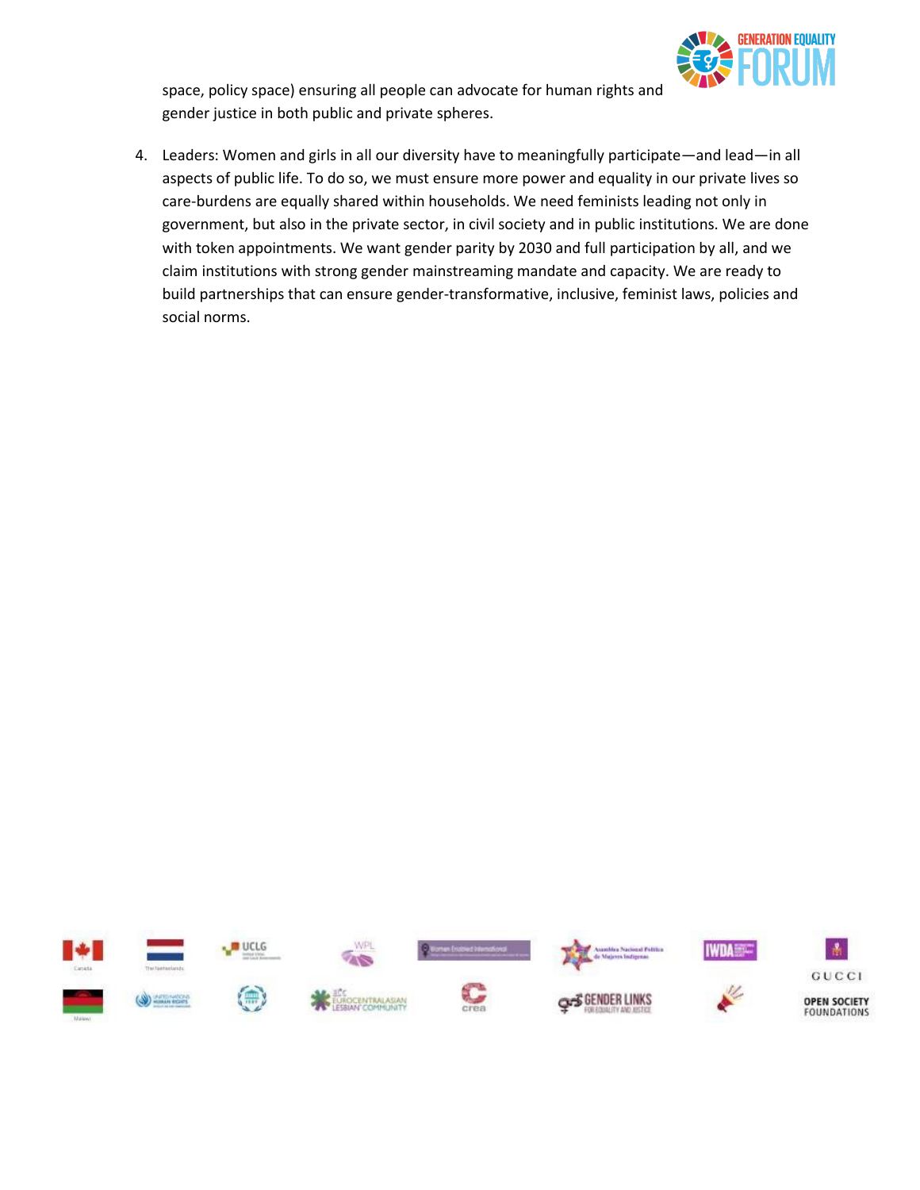space, policy space) ensuring all people can advocate for human rights and gender justice in both public and private spheres.

4. Leaders: Women and girls in all our diversity have to meaningfully participate—and lead—in all aspects of public life. To do so, we must ensure more power and equality in our private lives so care-burdens are equally shared within households. We need feminists leading not only in government, but also in the private sector, in civil society and in public institutions. We are done with token appointments. We want gender parity by 2030 and full participation by all, and we claim institutions with strong gender mainstreaming mandate and capacity. We are ready to build partnerships that can ensure gender-transformative, inclusive, feminist laws, policies and social norms.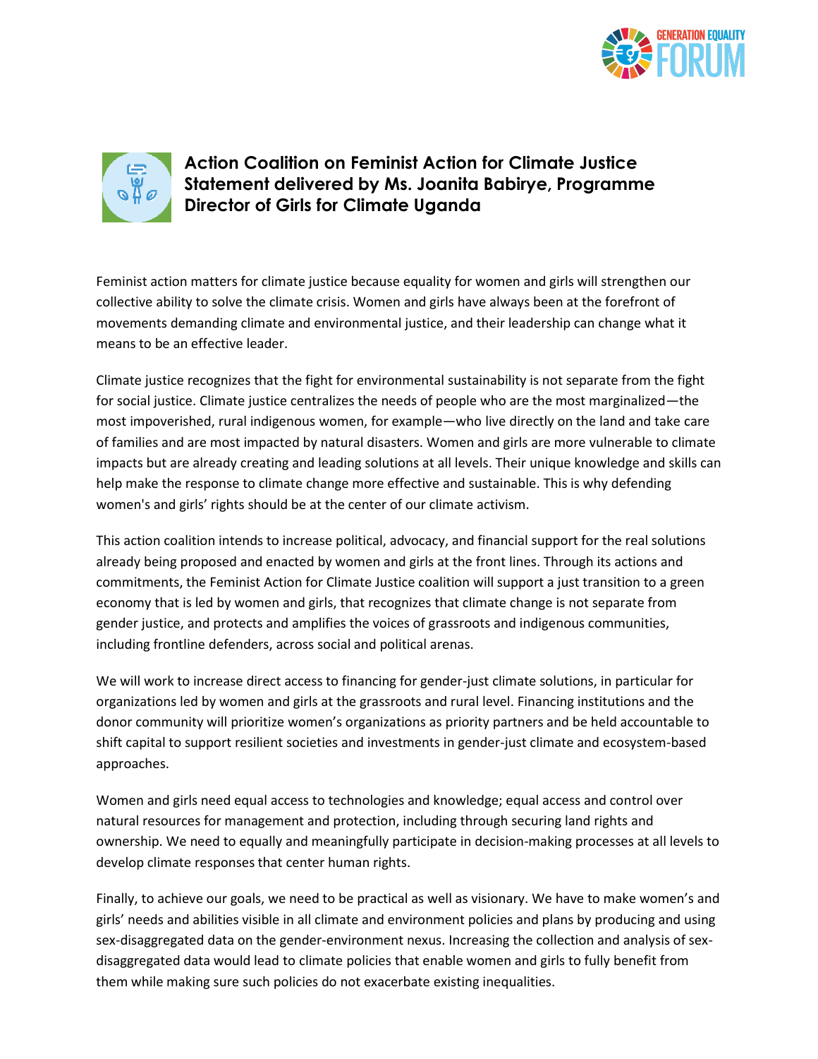## Action Coalition on Feminist Action for Climate Justice Statement delivered by Ms. Joanita Babirye, Programme Director of Girls for Climate Uganda

Feminist action matters for climate justice because equality for women and girls will strengthen our collective ability to solve the climate crisis. Women and girls have always been at the forefront of movements demanding climate and environmental justice, and their leadership can change what it means to be an effective leader.

Climate justice recognizes that the fight for environmental sustainability is not separate from the fight for social justice. Climate justice centralizes the needs of people who are the most marginalized—the most impoverished, rural indigenous women, for example—who live directly on the land and take care of families and are most impacted by natural disasters. Women and girls are more vulnerable to climate impacts but are already creating and leading solutions at all levels. Their unique knowledge and skills can help make the response to climate change more effective and sustainable. This is why defending women's and girls' rights should be at the center of our climate activism.

This action coalition intends to increase political, advocacy, and financial support for the real solutions already being proposed and enacted by women and girls at the front lines. Through its actions and commitments, the Feminist Action for Climate Justice coalition will support a just transition to a green economy that is led by women and girls, that recognizes that climate change is not separate from gender justice, and protects and amplifies the voices of grassroots and indigenous communities, including frontline defenders, across social and political arenas.

We will work to increase direct access to financing for gender-just climate solutions, in particular for organizations led by women and girls at the grassroots and rural level. Financing institutions and the donor community will prioritize women's organizations as priority partners and be held accountable to shift capital to support resilient societies and investments in gender-just climate and ecosystem-based approaches.

Women and girls need equal access to technologies and knowledge; equal access and control over natural resources for management and protection, including through securing land rights and ownership. We need to equally and meaningfully participate in decision-making processes at all levels to develop climate responses that center human rights.

Finally, to achieve our goals, we need to be practical as well as visionary. We have to make women's and girls' needs and abilities visible in all climate and environment policies and plans by producing and using sex-disaggregated data on the gender-environment nexus. Increasing the collection and analysis of sex-disaggregated data would lead to climate policies that enable women and girls to fully benefit from them while making sure such policies do not exacerbate existing inequalities.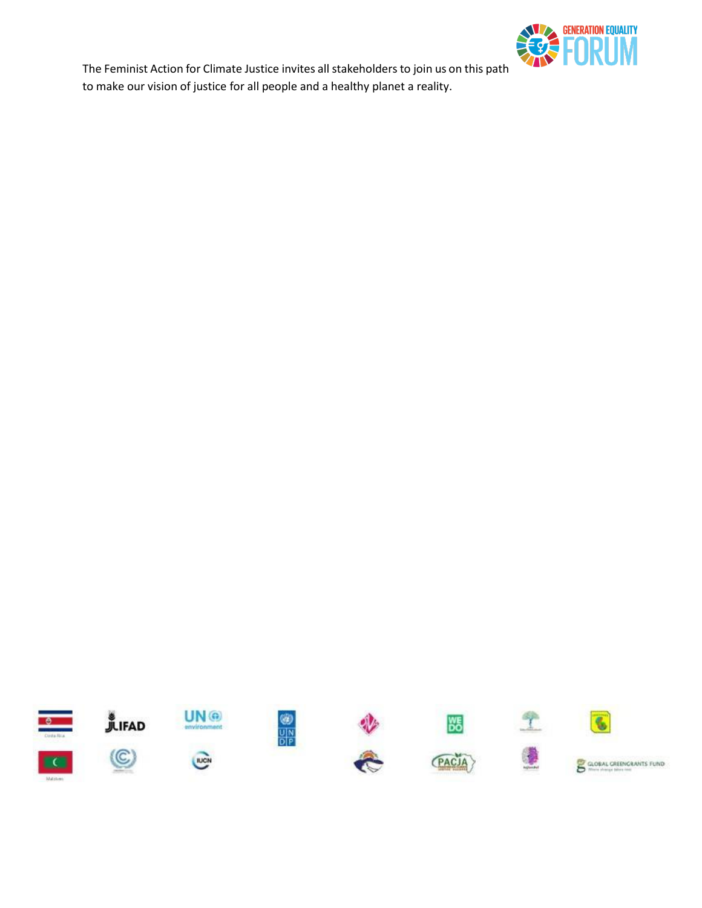The Feminist Action for Climate Justice invites all stakeholders to join us on this path to make our vision of justice for all people and a healthy planet a reality.